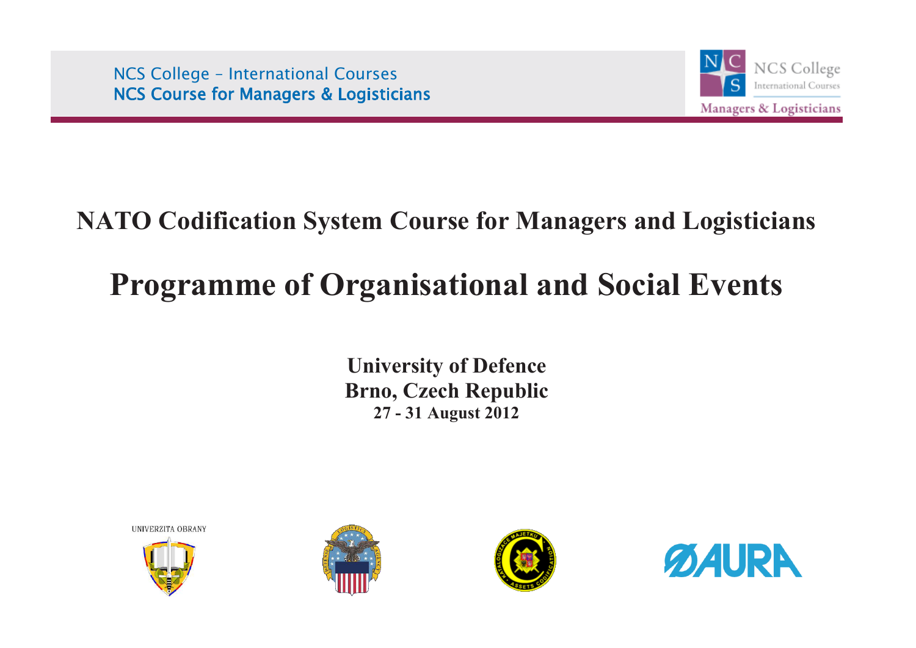NCS College – International Courses
NCS Course for Managers & Logisticians

# NATO Codification System Course for Managers and Logisticians

# Programme of Organisational and Social Events

**University of Defence**
**Brno, Czech Republic**
**27 - 31 August 2012**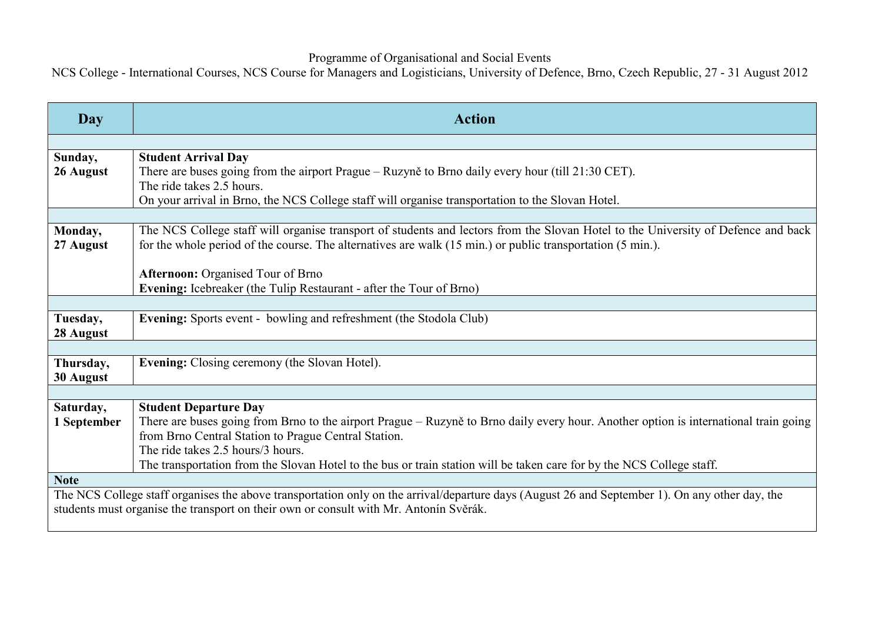Programme of Organisational and Social Events

NCS College - International Courses, NCS Course for Managers and Logisticians, University of Defence, Brno, Czech Republic, 27 - 31 August 2012

| Day | Action |
|---|---|
| | |
| **Sunday, 26 August** | **Student Arrival Day**<br>There are buses going from the airport Prague – Ruzyně to Brno daily every hour (till 21:30 CET).<br>The ride takes 2.5 hours.<br>On your arrival in Brno, the NCS College staff will organise transportation to the Slovan Hotel. |
| | |
| **Monday, 27 August** | The NCS College staff will organise transport of students and lectors from the Slovan Hotel to the University of Defence and back for the whole period of the course. The alternatives are walk (15 min.) or public transportation (5 min.).<br><br>**Afternoon:** Organised Tour of Brno<br>**Evening:** Icebreaker (the Tulip Restaurant - after the Tour of Brno) |
| | |
| **Tuesday, 28 August** | **Evening:** Sports event - bowling and refreshment (the Stodola Club) |
| | |
| **Thursday, 30 August** | **Evening:** Closing ceremony (the Slovan Hotel). |
| | |
| **Saturday, 1 September** | **Student Departure Day**<br>There are buses going from Brno to the airport Prague – Ruzyně to Brno daily every hour. Another option is international train going from Brno Central Station to Prague Central Station.<br>The ride takes 2.5 hours/3 hours.<br>The transportation from the Slovan Hotel to the bus or train station will be taken care for by the NCS College staff. |
| **Note** | |
| The NCS College staff organises the above transportation only on the arrival/departure days (August 26 and September 1). On any other day, the students must organise the transport on their own or consult with Mr. Antonín Svěrák. | |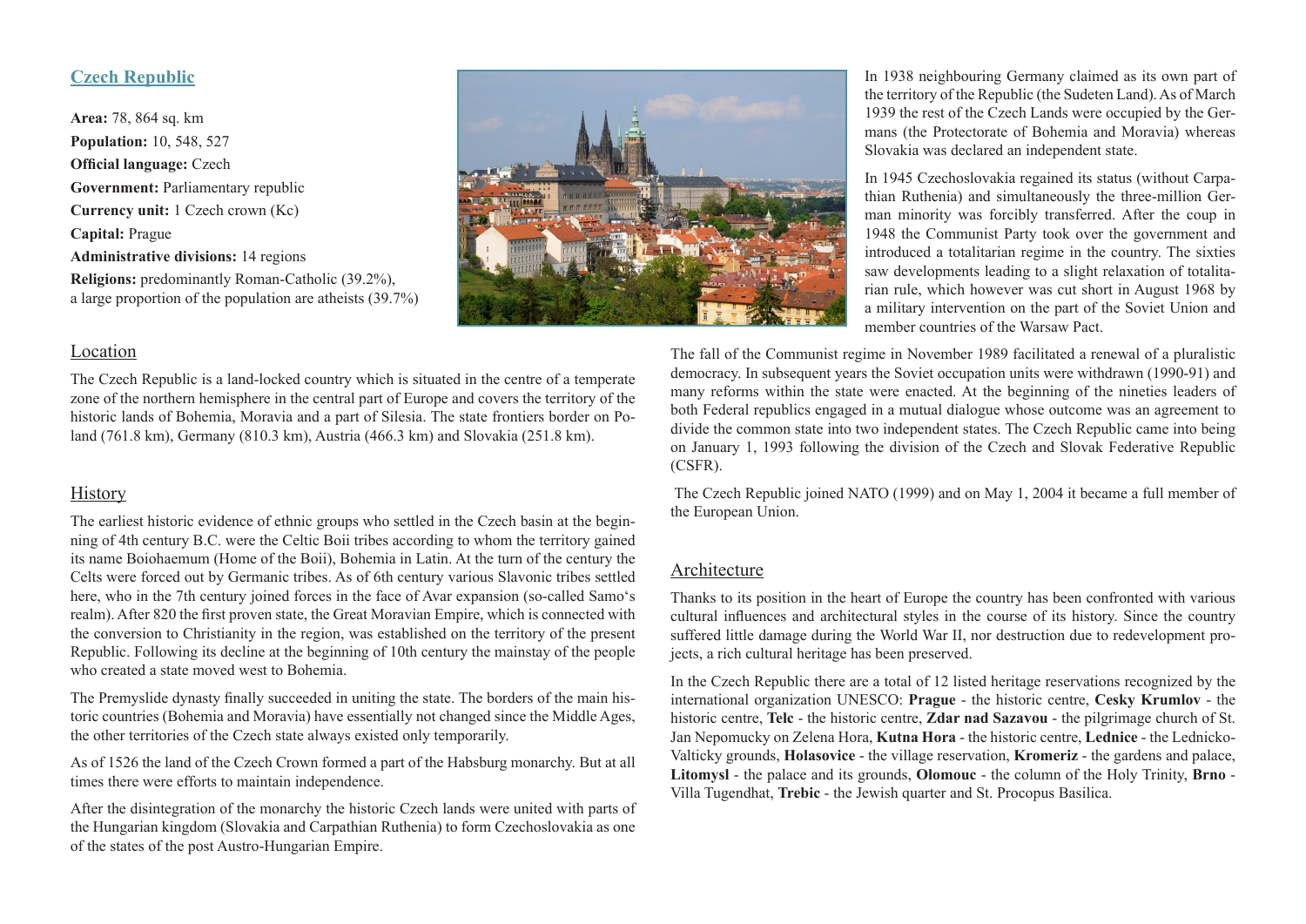## Czech Republic

**Area:** 78, 864 sq. km
**Population:** 10, 548, 527
**Official language:** Czech
**Government:** Parliamentary republic
**Currency unit:** 1 Czech crown (Kc)
**Capital:** Prague
**Administrative divisions:** 14 regions
**Religions:** predominantly Roman-Catholic (39.2%), a large proportion of the population are atheists (39.7%)

### Location

The Czech Republic is a land-locked country which is situated in the centre of a temperate zone of the northern hemisphere in the central part of Europe and covers the territory of the historic lands of Bohemia, Moravia and a part of Silesia. The state frontiers border on Poland (761.8 km), Germany (810.3 km), Austria (466.3 km) and Slovakia (251.8 km).

### History

The earliest historic evidence of ethnic groups who settled in the Czech basin at the beginning of 4th century B.C. were the Celtic Boii tribes according to whom the territory gained its name Boiohaemum (Home of the Boii), Bohemia in Latin. At the turn of the century the Celts were forced out by Germanic tribes. As of 6th century various Slavonic tribes settled here, who in the 7th century joined forces in the face of Avar expansion (so-called Samo's realm). After 820 the first proven state, the Great Moravian Empire, which is connected with the conversion to Christianity in the region, was established on the territory of the present Republic. Following its decline at the beginning of 10th century the mainstay of the people who created a state moved west to Bohemia.

The Premyslide dynasty finally succeeded in uniting the state. The borders of the main historic countries (Bohemia and Moravia) have essentially not changed since the Middle Ages, the other territories of the Czech state always existed only temporarily.

As of 1526 the land of the Czech Crown formed a part of the Habsburg monarchy. But at all times there were efforts to maintain independence.

After the disintegration of the monarchy the historic Czech lands were united with parts of the Hungarian kingdom (Slovakia and Carpathian Ruthenia) to form Czechoslovakia as one of the states of the post Austro-Hungarian Empire.

In 1938 neighbouring Germany claimed as its own part of the territory of the Republic (the Sudeten Land). As of March 1939 the rest of the Czech Lands were occupied by the Germans (the Protectorate of Bohemia and Moravia) whereas Slovakia was declared an independent state.

In 1945 Czechoslovakia regained its status (without Carpathian Ruthenia) and simultaneously the three-million German minority was forcibly transferred. After the coup in 1948 the Communist Party took over the government and introduced a totalitarian regime in the country. The sixties saw developments leading to a slight relaxation of totalitarian rule, which however was cut short in August 1968 by a military intervention on the part of the Soviet Union and member countries of the Warsaw Pact.

The fall of the Communist regime in November 1989 facilitated a renewal of a pluralistic democracy. In subsequent years the Soviet occupation units were withdrawn (1990-91) and many reforms within the state were enacted. At the beginning of the nineties leaders of both Federal republics engaged in a mutual dialogue whose outcome was an agreement to divide the common state into two independent states. The Czech Republic came into being on January 1, 1993 following the division of the Czech and Slovak Federative Republic (CSFR).

The Czech Republic joined NATO (1999) and on May 1, 2004 it became a full member of the European Union.

### Architecture

Thanks to its position in the heart of Europe the country has been confronted with various cultural influences and architectural styles in the course of its history. Since the country suffered little damage during the World War II, nor destruction due to redevelopment projects, a rich cultural heritage has been preserved.

In the Czech Republic there are a total of 12 listed heritage reservations recognized by the international organization UNESCO: **Prague** - the historic centre, **Cesky Krumlov** - the historic centre, **Telc** - the historic centre, **Zdar nad Sazavou** - the pilgrimage church of St. Jan Nepomucky on Zelena Hora, **Kutna Hora** - the historic centre, **Lednice** - the Lednicko-Valticky grounds, **Holasovice** - the village reservation, **Kromeriz** - the gardens and palace, **Litomysl** - the palace and its grounds, **Olomouc** - the column of the Holy Trinity, **Brno** - Villa Tugendhat, **Trebic** - the Jewish quarter and St. Procopus Basilica.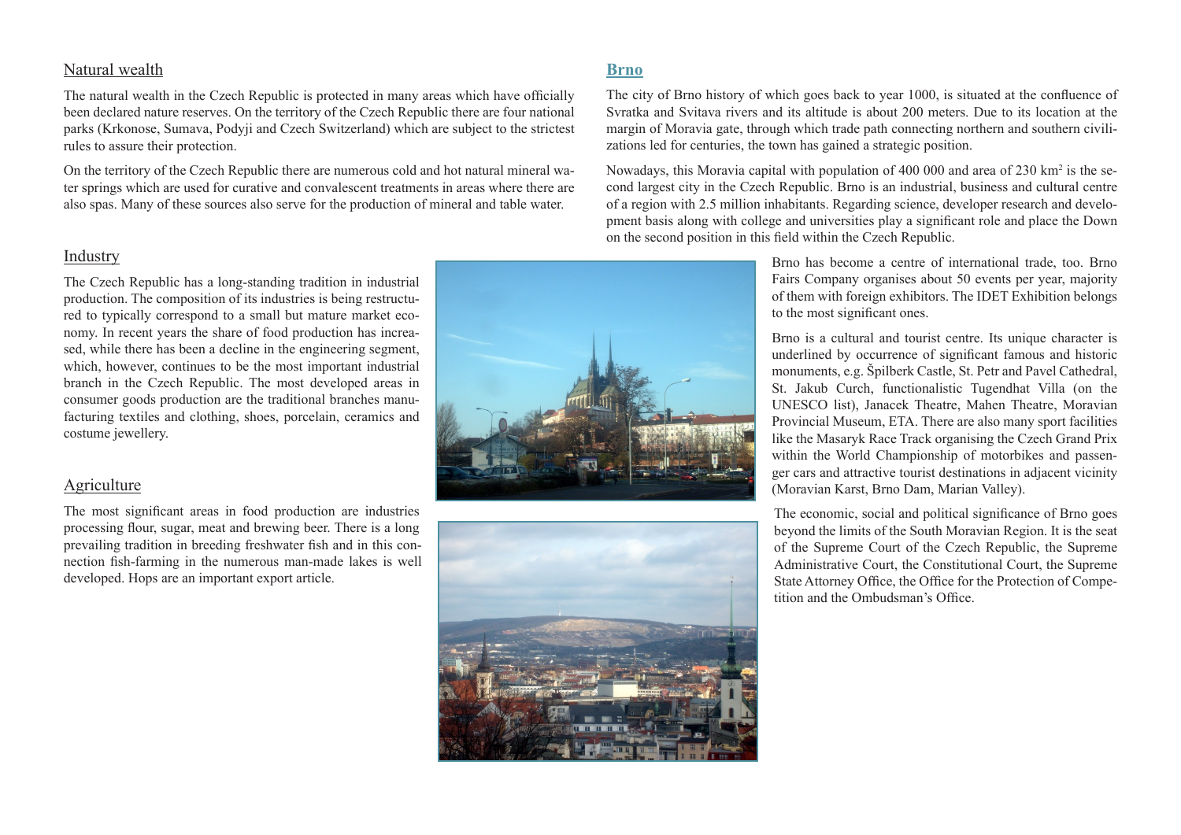## Natural wealth

The natural wealth in the Czech Republic is protected in many areas which have officially been declared nature reserves. On the territory of the Czech Republic there are four national parks (Krkonose, Sumava, Podyji and Czech Switzerland) which are subject to the strictest rules to assure their protection.

On the territory of the Czech Republic there are numerous cold and hot natural mineral water springs which are used for curative and convalescent treatments in areas where there are also spas. Many of these sources also serve for the production of mineral and table water.

## Industry

The Czech Republic has a long-standing tradition in industrial production. The composition of its industries is being restructured to typically correspond to a small but mature market economy. In recent years the share of food production has increased, while there has been a decline in the engineering segment, which, however, continues to be the most important industrial branch in the Czech Republic. The most developed areas in consumer goods production are the traditional branches manufacturing textiles and clothing, shoes, porcelain, ceramics and costume jewellery.

## Agriculture

The most significant areas in food production are industries processing flour, sugar, meat and brewing beer. There is a long prevailing tradition in breeding freshwater fish and in this connection fish-farming in the numerous man-made lakes is well developed. Hops are an important export article.

## Brno

The city of Brno history of which goes back to year 1000, is situated at the confluence of Svratka and Svitava rivers and its altitude is about 200 meters. Due to its location at the margin of Moravia gate, through which trade path connecting northern and southern civilizations led for centuries, the town has gained a strategic position.

Nowadays, this Moravia capital with population of 400 000 and area of 230 km$^2$ is the second largest city in the Czech Republic. Brno is an industrial, business and cultural centre of a region with 2.5 million inhabitants. Regarding science, developer research and development basis along with college and universities play a significant role and place the Down on the second position in this field within the Czech Republic.

Brno has become a centre of international trade, too. Brno Fairs Company organises about 50 events per year, majority of them with foreign exhibitors. The IDET Exhibition belongs to the most significant ones.

Brno is a cultural and tourist centre. Its unique character is underlined by occurrence of significant famous and historic monuments, e.g. Špilberk Castle, St. Petr and Pavel Cathedral, St. Jakub Curch, functionalistic Tugendhat Villa (on the UNESCO list), Janacek Theatre, Mahen Theatre, Moravian Provincial Museum, ETA. There are also many sport facilities like the Masaryk Race Track organising the Czech Grand Prix within the World Championship of motorbikes and passenger cars and attractive tourist destinations in adjacent vicinity (Moravian Karst, Brno Dam, Marian Valley).

The economic, social and political significance of Brno goes beyond the limits of the South Moravian Region. It is the seat of the Supreme Court of the Czech Republic, the Supreme Administrative Court, the Constitutional Court, the Supreme State Attorney Office, the Office for the Protection of Competition and the Ombudsman's Office.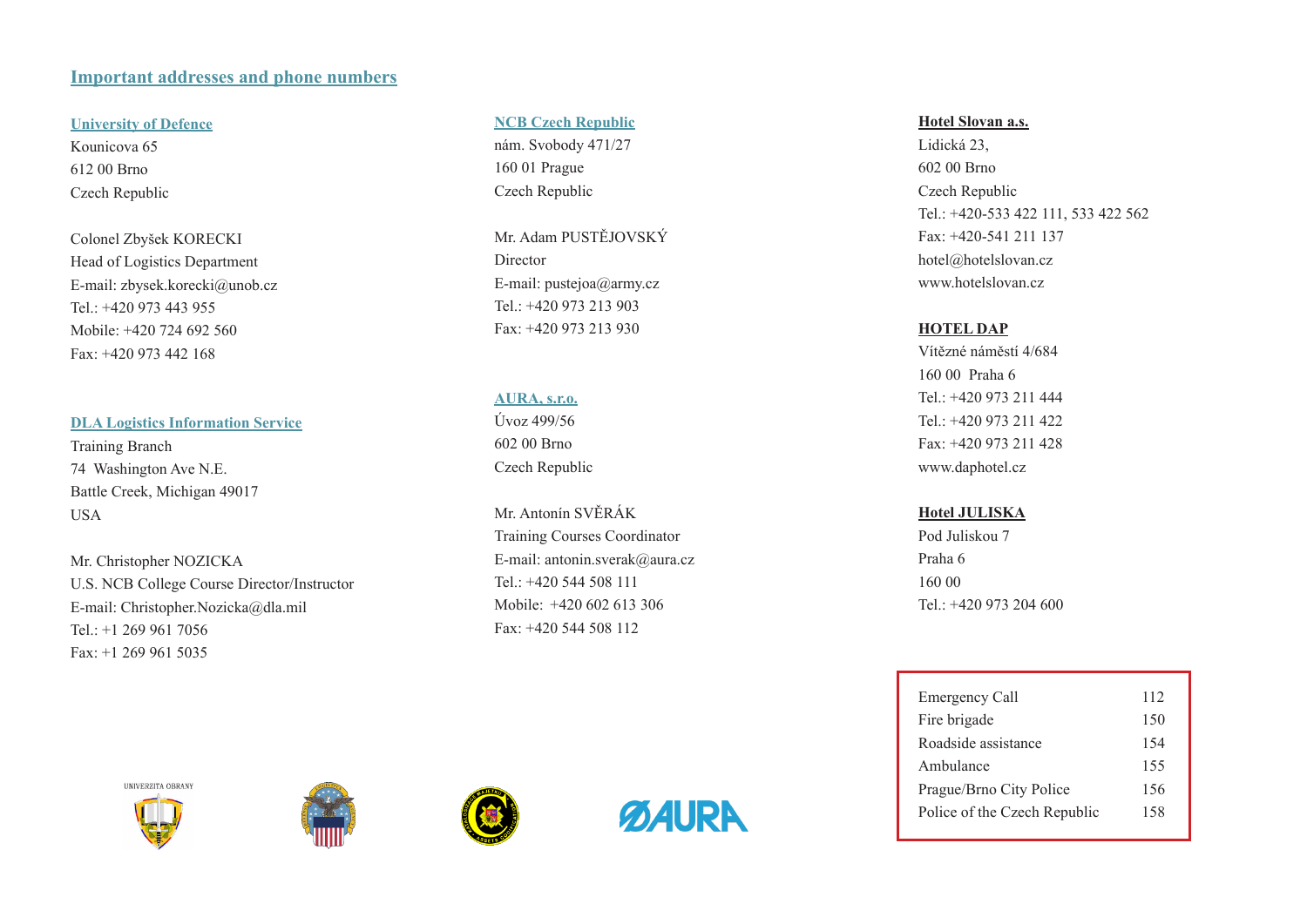## Important addresses and phone numbers

### University of Defence

Kounicova 65
612 00 Brno
Czech Republic

Colonel Zbyšek KORECKI
Head of Logistics Department
E-mail: zbysek.korecki@unob.cz
Tel.: +420 973 443 955
Mobile: +420 724 692 560
Fax: +420 973 442 168

### DLA Logistics Information Service

Training Branch
74 Washington Ave N.E.
Battle Creek, Michigan 49017
USA

Mr. Christopher NOZICKA
U.S. NCB College Course Director/Instructor
E-mail: Christopher.Nozicka@dla.mil
Tel.: +1 269 961 7056
Fax: +1 269 961 5035

### NCB Czech Republic

nám. Svobody 471/27
160 01 Prague
Czech Republic

Mr. Adam PUSTĚJOVSKÝ
Director
E-mail: pustejoa@army.cz
Tel.: +420 973 213 903
Fax: +420 973 213 930

### AURA, s.r.o.

Úvoz 499/56
602 00 Brno
Czech Republic

Mr. Antonín SVĚRÁK
Training Courses Coordinator
E-mail: antonin.sverak@aura.cz
Tel.: +420 544 508 111
Mobile: +420 602 613 306
Fax: +420 544 508 112

### Hotel Slovan a.s.

Lidická 23,
602 00 Brno
Czech Republic
Tel.: +420-533 422 111, 533 422 562
Fax: +420-541 211 137
hotel@hotelslovan.cz
www.hotelslovan.cz

### HOTEL DAP

Vítězné náměstí 4/684
160 00 Praha 6
Tel.: +420 973 211 444
Tel.: +420 973 211 422
Fax: +420 973 211 428
www.daphotel.cz

### Hotel JULISKA

Pod Juliskou 7
Praha 6
160 00
Tel.: +420 973 204 600

| | |
|---|---|
| Emergency Call | 112 |
| Fire brigade | 150 |
| Roadside assistance | 154 |
| Ambulance | 155 |
| Prague/Brno City Police | 156 |
| Police of the Czech Republic | 158 |

UNIVERZITA OBRANY

AURA